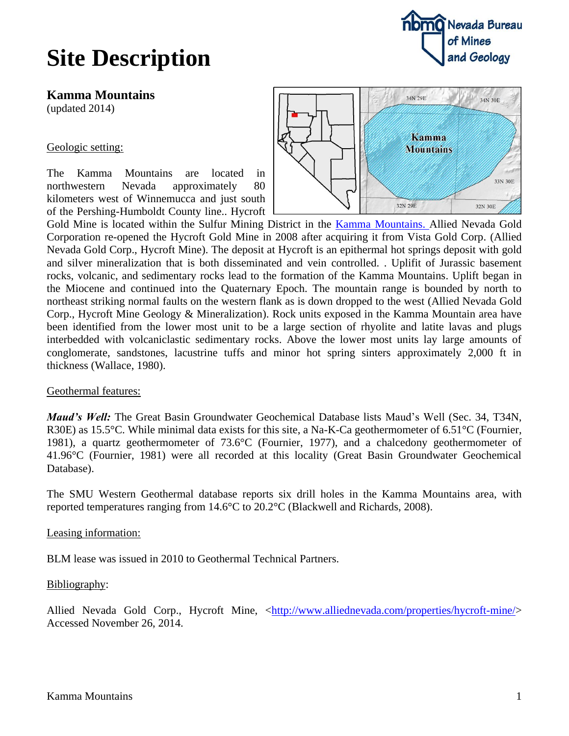# Site Description

**Kamma Mountains**
(updated 2014)

Geologic setting:

The Kamma Mountains are located in northwestern Nevada approximately 80 kilometers west of Winnemucca and just south of the Pershing-Humboldt County line.. Hycroft Gold Mine is located within the Sulfur Mining District in the Kamma Mountains. Allied Nevada Gold Corporation re-opened the Hycroft Gold Mine in 2008 after acquiring it from Vista Gold Corp. (Allied Nevada Gold Corp., Hycroft Mine). The deposit at Hycroft is an epithermal hot springs deposit with gold and silver mineralization that is both disseminated and vein controlled. . Uplift of Jurassic basement rocks, volcanic, and sedimentary rocks lead to the formation of the Kamma Mountains. Uplift began in the Miocene and continued into the Quaternary Epoch. The mountain range is bounded by north to northeast striking normal faults on the western flank as is down dropped to the west (Allied Nevada Gold Corp., Hycroft Mine Geology & Mineralization). Rock units exposed in the Kamma Mountain area have been identified from the lower most unit to be a large section of rhyolite and latite lavas and plugs interbedded with volcaniclastic sedimentary rocks. Above the lower most units lay large amounts of conglomerate, sandstones, lacustrine tuffs and minor hot spring sinters approximately 2,000 ft in thickness (Wallace, 1980).

Geothermal features:

***Maud's Well:*** The Great Basin Groundwater Geochemical Database lists Maud's Well (Sec. 34, T34N, R30E) as 15.5°C. While minimal data exists for this site, a Na-K-Ca geothermometer of 6.51°C (Fournier, 1981), a quartz geothermometer of 73.6°C (Fournier, 1977), and a chalcedony geothermometer of 41.96°C (Fournier, 1981) were all recorded at this locality (Great Basin Groundwater Geochemical Database).

The SMU Western Geothermal database reports six drill holes in the Kamma Mountains area, with reported temperatures ranging from 14.6°C to 20.2°C (Blackwell and Richards, 2008).

Leasing information:

BLM lease was issued in 2010 to Geothermal Technical Partners.

Bibliography:

Allied Nevada Gold Corp., Hycroft Mine, <http://www.alliednevada.com/properties/hycroft-mine/> Accessed November 26, 2014.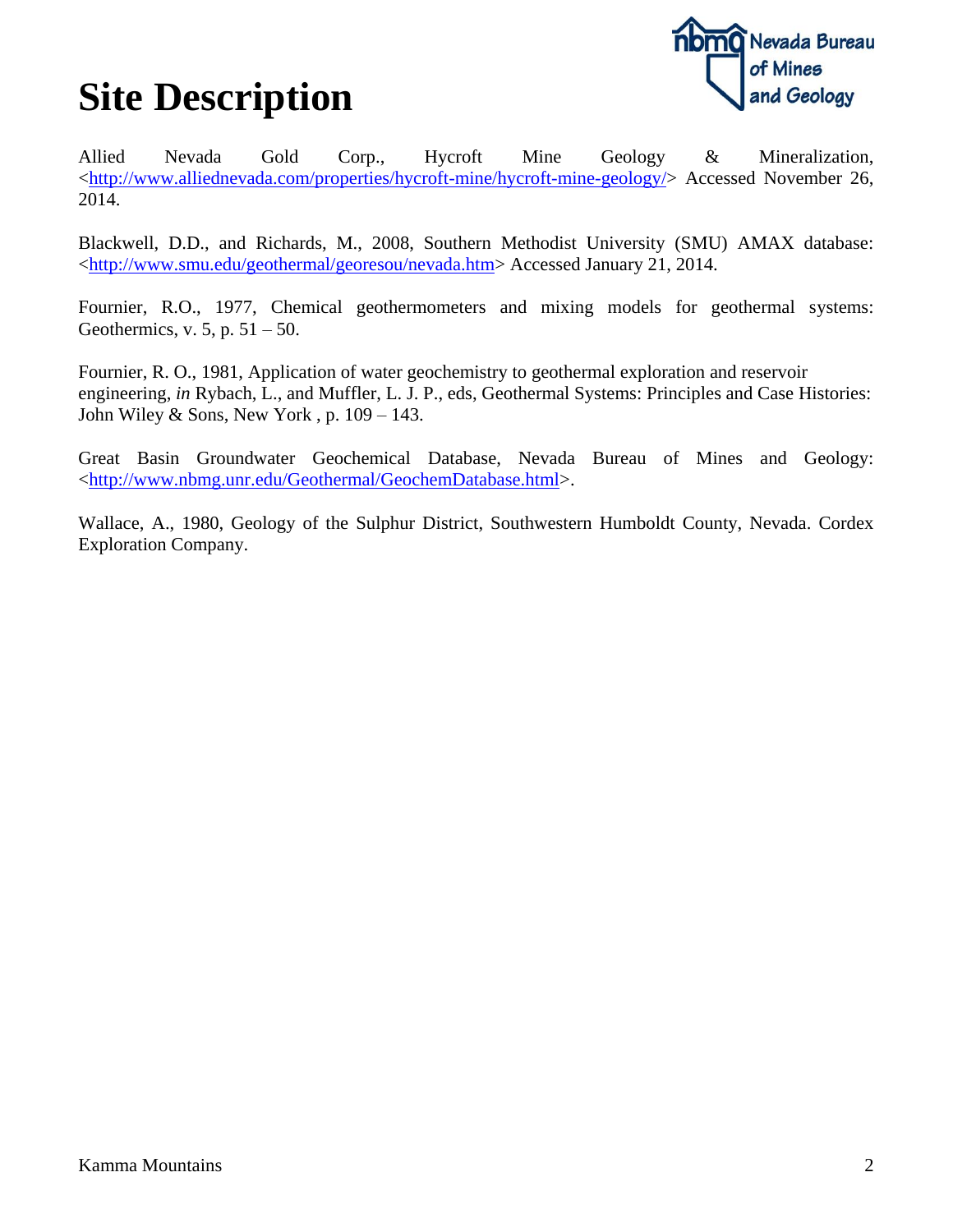# Site Description

Allied Nevada Gold Corp., Hycroft Mine Geology & Mineralization, <http://www.alliednevada.com/properties/hycroft-mine/hycroft-mine-geology/> Accessed November 26, 2014.

Blackwell, D.D., and Richards, M., 2008, Southern Methodist University (SMU) AMAX database: <http://www.smu.edu/geothermal/georesou/nevada.htm> Accessed January 21, 2014.

Fournier, R.O., 1977, Chemical geothermometers and mixing models for geothermal systems: Geothermics, v. 5, p. 51 – 50.

Fournier, R. O., 1981, Application of water geochemistry to geothermal exploration and reservoir engineering, *in* Rybach, L., and Muffler, L. J. P., eds, Geothermal Systems: Principles and Case Histories: John Wiley & Sons, New York , p. 109 – 143.

Great Basin Groundwater Geochemical Database, Nevada Bureau of Mines and Geology: <http://www.nbmg.unr.edu/Geothermal/GeochemDatabase.html>.

Wallace, A., 1980, Geology of the Sulphur District, Southwestern Humboldt County, Nevada. Cordex Exploration Company.